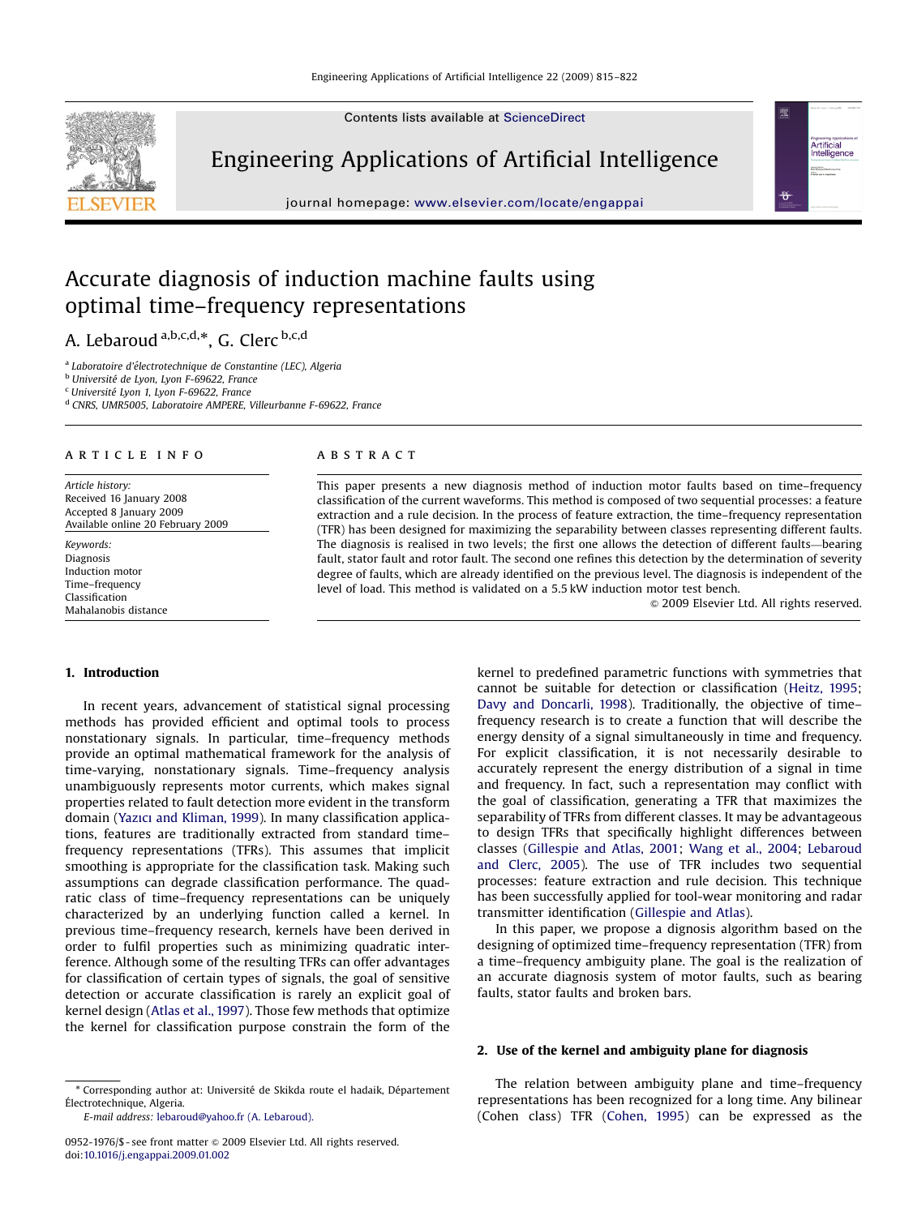# Accurate diagnosis of induction machine faults using optimal time–frequency representations

A. Lebaroud [a,b,c,d,*], G. Clerc [b,c,d]

[a] Laboratoire d'électrotechnique de Constantine (LEC), Algeria

[b] Université de Lyon, Lyon F-69622, France

[c] Université Lyon 1, Lyon F-69622, France

[d] CNRS, UMR5005, Laboratoire AMPERE, Villeurbanne F-69622, France

## ARTICLE INFO

*Article history:*
Received 16 January 2008
Accepted 8 January 2009
Available online 20 February 2009

*Keywords:*
Diagnosis
Induction motor
Time–frequency
Classification
Mahalanobis distance

## ABSTRACT

This paper presents a new diagnosis method of induction motor faults based on time–frequency classification of the current waveforms. This method is composed of two sequential processes: a feature extraction and a rule decision. In the process of feature extraction, the time–frequency representation (TFR) has been designed for maximizing the separability between classes representing different faults. The diagnosis is realised in two levels; the first one allows the detection of different faults—bearing fault, stator fault and rotor fault. The second one refines this detection by the determination of severity degree of faults, which are already identified on the previous level. The diagnosis is independent of the level of load. This method is validated on a 5.5 kW induction motor test bench.

© 2009 Elsevier Ltd. All rights reserved.

## 1. Introduction

In recent years, advancement of statistical signal processing methods has provided efficient and optimal tools to process nonstationary signals. In particular, time–frequency methods provide an optimal mathematical framework for the analysis of time-varying, nonstationary signals. Time–frequency analysis unambiguously represents motor currents, which makes signal properties related to fault detection more evident in the transform domain (Yazıcı and Kliman, 1999). In many classification applications, features are traditionally extracted from standard time–frequency representations (TFRs). This assumes that implicit smoothing is appropriate for the classification task. Making such assumptions can degrade classification performance. The quadratic class of time–frequency representations can be uniquely characterized by an underlying function called a kernel. In previous time–frequency research, kernels have been derived in order to fulfil properties such as minimizing quadratic interference. Although some of the resulting TFRs can offer advantages for classification of certain types of signals, the goal of sensitive detection or accurate classification is rarely an explicit goal of kernel design (Atlas et al., 1997). Those few methods that optimize the kernel for classification purpose constrain the form of the kernel to predefined parametric functions with symmetries that cannot be suitable for detection or classification (Heitz, 1995; Davy and Doncarli, 1998). Traditionally, the objective of time–frequency research is to create a function that will describe the energy density of a signal simultaneously in time and frequency. For explicit classification, it is not necessarily desirable to accurately represent the energy distribution of a signal in time and frequency. In fact, such a representation may conflict with the goal of classification, generating a TFR that maximizes the separability of TFRs from different classes. It may be advantageous to design TFRs that specifically highlight differences between classes (Gillespie and Atlas, 2001; Wang et al., 2004; Lebaroud and Clerc, 2005). The use of TFR includes two sequential processes: feature extraction and rule decision. This technique has been successfully applied for tool-wear monitoring and radar transmitter identification (Gillespie and Atlas).

In this paper, we propose a dignosis algorithm based on the designing of optimized time–frequency representation (TFR) from a time–frequency ambiguity plane. The goal is the realization of an accurate diagnosis system of motor faults, such as bearing faults, stator faults and broken bars.

## 2. Use of the kernel and ambiguity plane for diagnosis

The relation between ambiguity plane and time–frequency representations has been recognized for a long time. Any bilinear (Cohen class) TFR (Cohen, 1995) can be expressed as the

---

* Corresponding author at: Université de Skikda route el hadaik, Département Électrotechnique, Algeria.

*E-mail address:* lebaroud@yahoo.fr (A. Lebaroud).

0952-1976/$ - see front matter © 2009 Elsevier Ltd. All rights reserved.
doi:10.1016/j.engappai.2009.01.002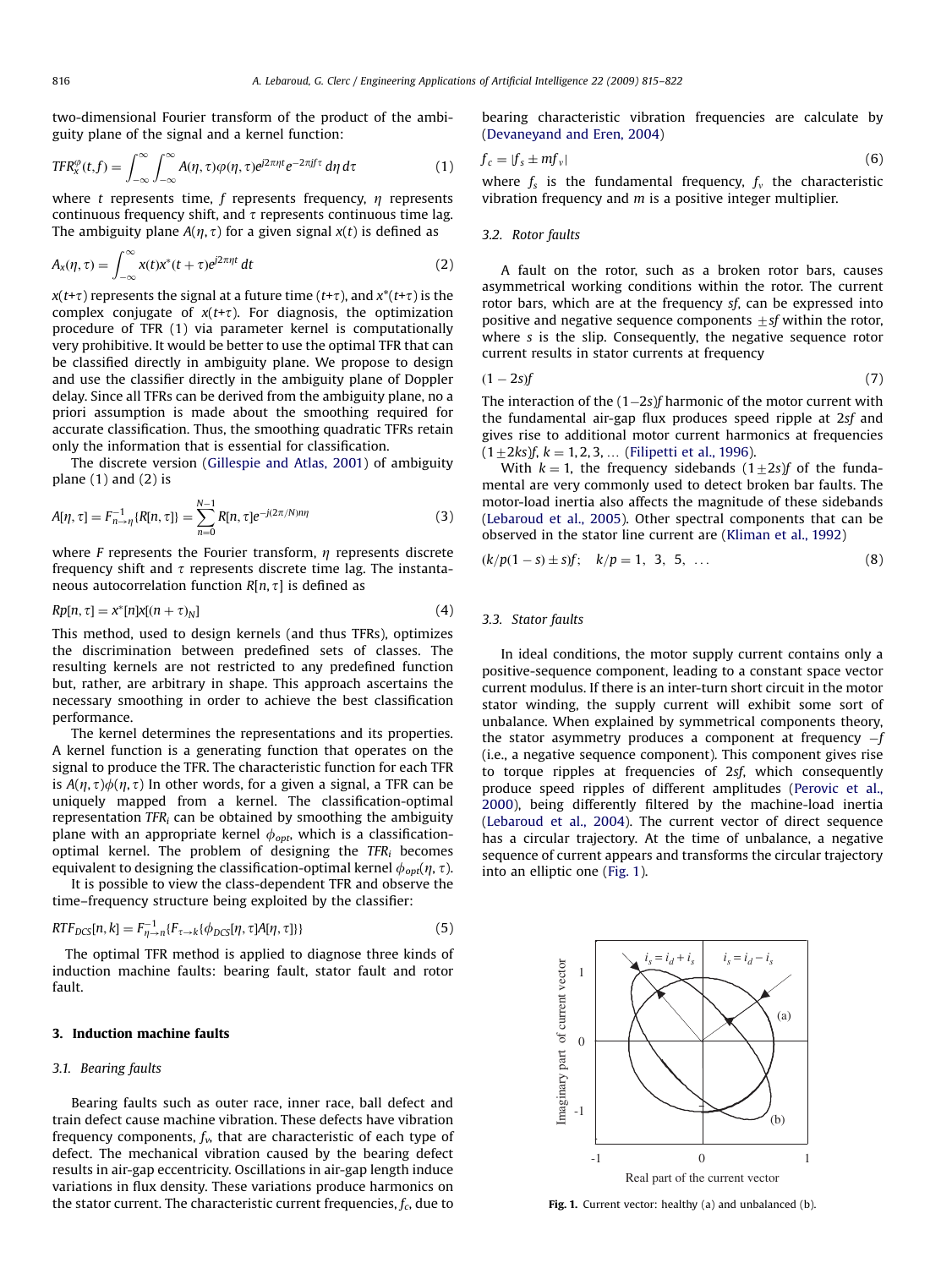two-dimensional Fourier transform of the product of the ambiguity plane of the signal and a kernel function:

$$TFR_x^{\varphi}(t,f) = \int_{-\infty}^{\infty}\int_{-\infty}^{\infty} A(\eta,\tau)\varphi(\eta,\tau)e^{j2\pi\eta t}e^{-2\pi jf\tau}\,d\eta\,d\tau \tag{1}$$

where $t$ represents time, $f$ represents frequency, $\eta$ represents continuous frequency shift, and $\tau$ represents continuous time lag. The ambiguity plane $A(\eta,\tau)$ for a given signal $x(t)$ is defined as

$$A_x(\eta,\tau) = \int_{-\infty}^{\infty} x(t)x^*(t+\tau)e^{j2\pi\eta t}\,dt \tag{2}$$

$x(t+\tau)$ represents the signal at a future time $(t+\tau)$, and $x^*(t+\tau)$ is the complex conjugate of $x(t+\tau)$. For diagnosis, the optimization procedure of TFR (1) via parameter kernel is computationally very prohibitive. It would be better to use the optimal TFR that can be classified directly in ambiguity plane. We propose to design and use the classifier directly in the ambiguity plane of Doppler delay. Since all TFRs can be derived from the ambiguity plane, no a priori assumption is made about the smoothing required for accurate classification. Thus, the smoothing quadratic TFRs retain only the information that is essential for classification.

The discrete version (Gillespie and Atlas, 2001) of ambiguity plane (1) and (2) is

$$A[\eta,\tau] = F^{-1}_{n\to\eta}\{R[n,\tau]\} = \sum_{n=0}^{N-1} R[n,\tau]e^{-j(2\pi/N)n\eta} \tag{3}$$

where $F$ represents the Fourier transform, $\eta$ represents discrete frequency shift and $\tau$ represents discrete time lag. The instantaneous autocorrelation function $R[n,\tau]$ is defined as

$$Rp[n,\tau] = x^*[n]x[(n+\tau)_N] \tag{4}$$

This method, used to design kernels (and thus TFRs), optimizes the discrimination between predefined sets of classes. The resulting kernels are not restricted to any predefined function but, rather, are arbitrary in shape. This approach ascertains the necessary smoothing in order to achieve the best classification performance.

The kernel determines the representations and its properties. A kernel function is a generating function that operates on the signal to produce the TFR. The characteristic function for each TFR is $A(\eta,\tau)\phi(\eta,\tau)$ In other words, for a given a signal, a TFR can be uniquely mapped from a kernel. The classification-optimal representation $TFR_i$ can be obtained by smoothing the ambiguity plane with an appropriate kernel $\phi_{opt}$, which is a classification-optimal kernel. The problem of designing the $TFR_i$ becomes equivalent to designing the classification-optimal kernel $\phi_{opt}(\eta,\tau)$.

It is possible to view the class-dependent TFR and observe the time–frequency structure being exploited by the classifier:

$$RTF_{DCS}[n,k] = F^{-1}_{\eta\to n}\{F_{\tau\to k}\{\phi_{DCS}[\eta,\tau]A[\eta,\tau]\}\} \tag{5}$$

The optimal TFR method is applied to diagnose three kinds of induction machine faults: bearing fault, stator fault and rotor fault.

## 3. Induction machine faults

### 3.1. Bearing faults

Bearing faults such as outer race, inner race, ball defect and train defect cause machine vibration. These defects have vibration frequency components, $f_v$, that are characteristic of each type of defect. The mechanical vibration caused by the bearing defect results in air-gap eccentricity. Oscillations in air-gap length induce variations in flux density. These variations produce harmonics on the stator current. The characteristic current frequencies, $f_c$, due to bearing characteristic vibration frequencies are calculate by (Devaneyand and Eren, 2004)

$$f_c = |f_s \pm mf_v| \tag{6}$$

where $f_s$ is the fundamental frequency, $f_v$ the characteristic vibration frequency and $m$ is a positive integer multiplier.

### 3.2. Rotor faults

A fault on the rotor, such as a broken rotor bars, causes asymmetrical working conditions within the rotor. The current rotor bars, which are at the frequency $sf$, can be expressed into positive and negative sequence components $\pm sf$ within the rotor, where $s$ is the slip. Consequently, the negative sequence rotor current results in stator currents at frequency

$$(1-2s)f \tag{7}$$

The interaction of the $(1-2s)f$ harmonic of the motor current with the fundamental air-gap flux produces speed ripple at $2sf$ and gives rise to additional motor current harmonics at frequencies $(1\pm 2ks)f$, $k = 1, 2, 3, \ldots$ (Filipetti et al., 1996).

With $k = 1$, the frequency sidebands $(1\pm 2s)f$ of the fundamental are very commonly used to detect broken bar faults. The motor-load inertia also affects the magnitude of these sidebands (Lebaroud et al., 2005). Other spectral components that can be observed in the stator line current are (Kliman et al., 1992)

$$(k/p(1-s)\pm s)f; \quad k/p = 1,\ 3,\ 5,\ \ldots \tag{8}$$

### 3.3. Stator faults

In ideal conditions, the motor supply current contains only a positive-sequence component, leading to a constant space vector current modulus. If there is an inter-turn short circuit in the motor stator winding, the supply current will exhibit some sort of unbalance. When explained by symmetrical components theory, the stator asymmetry produces a component at frequency $-f$ (i.e., a negative sequence component). This component gives rise to torque ripples at frequencies of $2sf$, which consequently produce speed ripples of different amplitudes (Perovic et al., 2000), being differently filtered by the machine-load inertia (Lebaroud et al., 2004). The current vector of direct sequence has a circular trajectory. At the time of unbalance, a negative sequence of current appears and transforms the circular trajectory into an elliptic one (Fig. 1).

**Fig. 1.** Current vector: healthy (a) and unbalanced (b).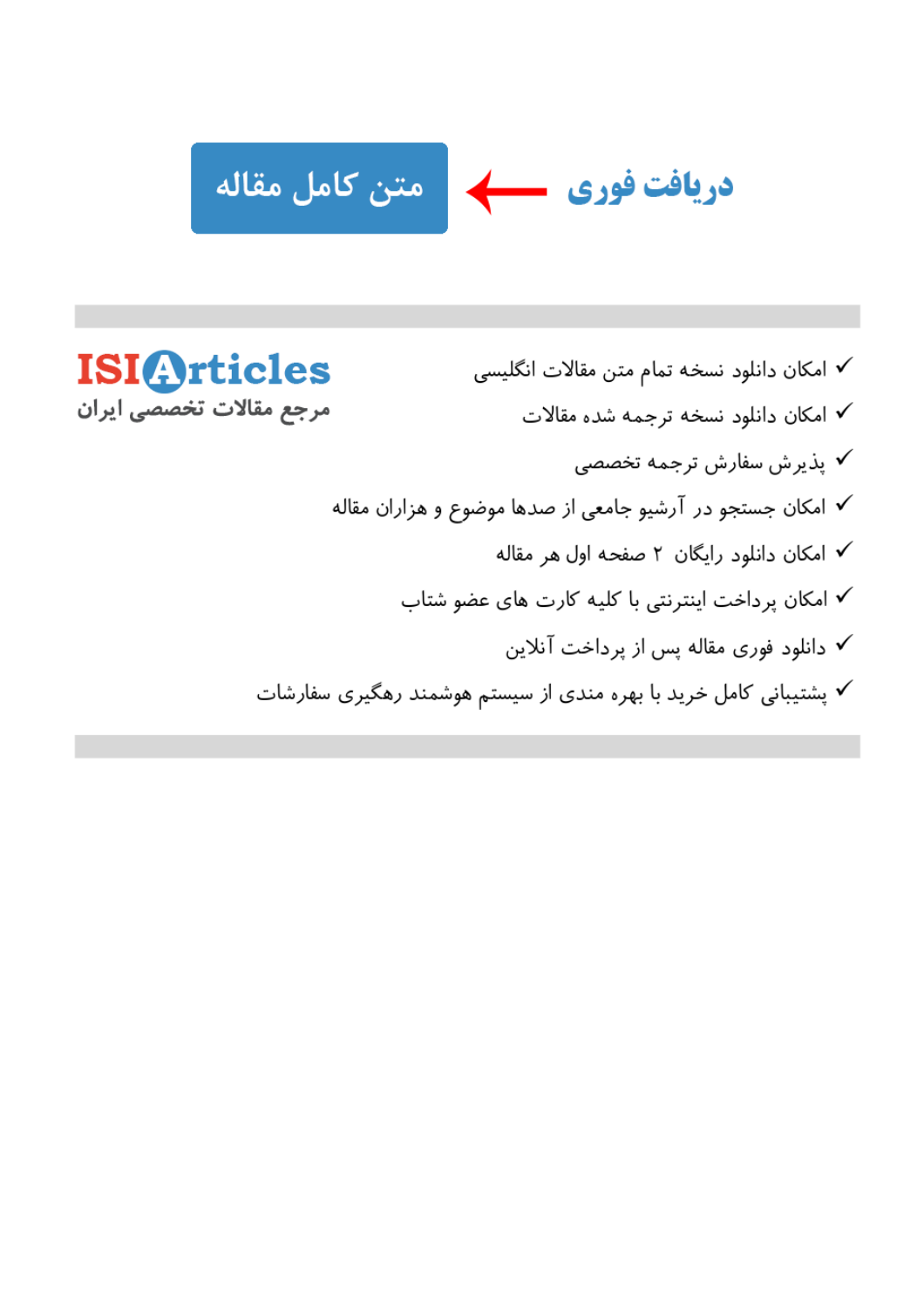دریافت فوری ← **متن کامل مقاله**

**ISIArticles**
مرجع مقالات تخصصی ایران

- ✓ امکان دانلود نسخه تمام متن مقالات انگلیسی
- ✓ امکان دانلود نسخه ترجمه شده مقالات
- ✓ پذیرش سفارش ترجمه تخصصی
- ✓ امکان جستجو در آرشیو جامعی از صدها موضوع و هزاران مقاله
- ✓ امکان دانلود رایگان ۲ صفحه اول هر مقاله
- ✓ امکان پرداخت اینترنتی با کلیه کارت های عضو شتاب
- ✓ دانلود فوری مقاله پس از پرداخت آنلاین
- ✓ پشتیبانی کامل خرید با بهره مندی از سیستم هوشمند رهگیری سفارشات